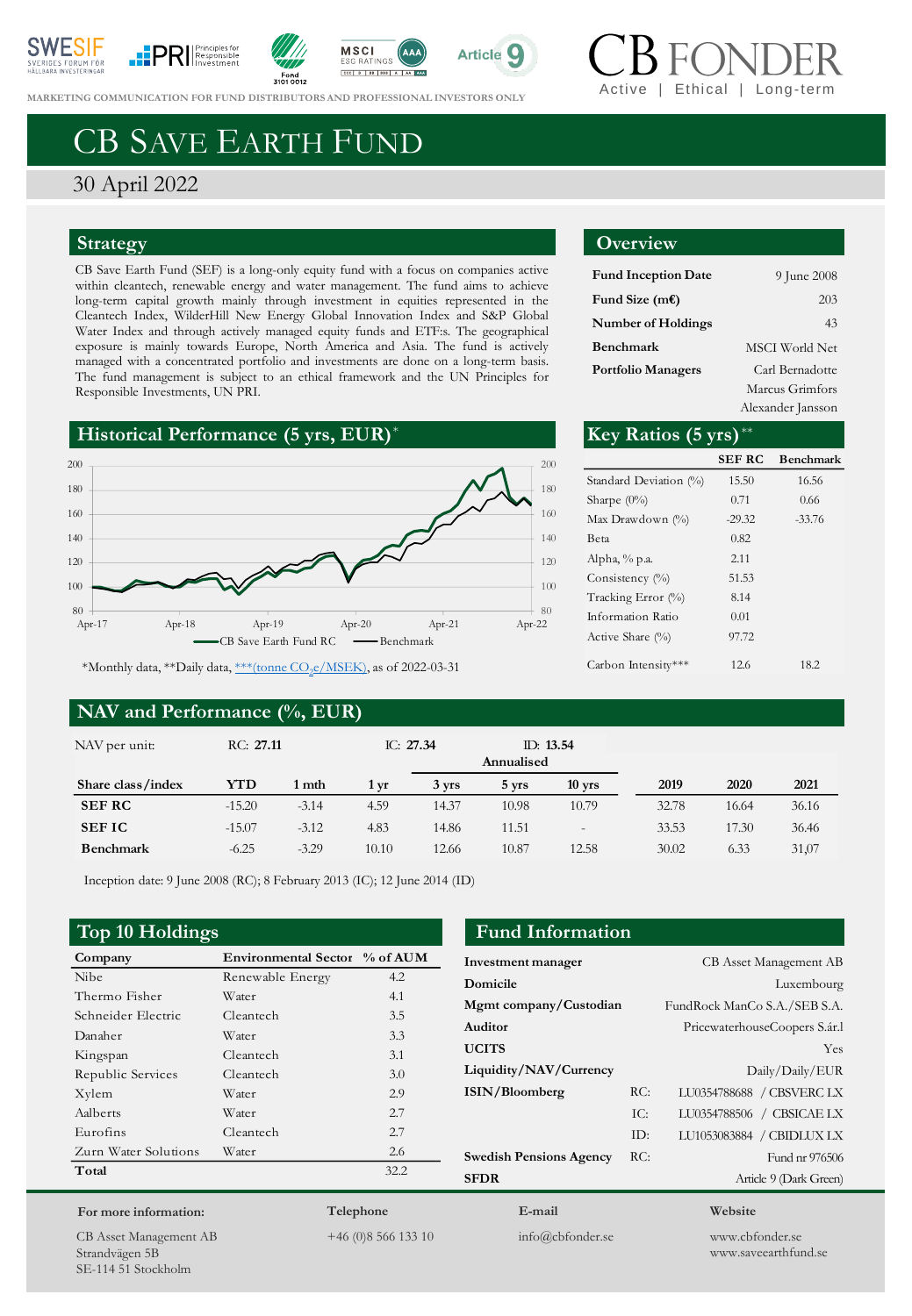MARKETING COMMUNICATION FOR FUND DISTRIBUTORS AND PROFESSIONAL INVESTORS ONLY

CB FONDER
Active | Ethical | Long-term

# CB Save Earth Fund

30 April 2022

## Strategy

CB Save Earth Fund (SEF) is a long-only equity fund with a focus on companies active within cleantech, renewable energy and water management. The fund aims to achieve long-term capital growth mainly through investment in equities represented in the Cleantech Index, WilderHill New Energy Global Innovation Index and S&P Global Water Index and through actively managed equity funds and ETF:s. The geographical exposure is mainly towards Europe, North America and Asia. The fund is actively managed with a concentrated portfolio and investments are done on a long-term basis. The fund management is subject to an ethical framework and the UN Principles for Responsible Investments, UN PRI.

## Overview

| | |
|---|---|
| **Fund Inception Date** | 9 June 2008 |
| **Fund Size (m€)** | 203 |
| **Number of Holdings** | 43 |
| **Benchmark** | MSCI World Net |
| **Portfolio Managers** | Carl Bernadotte<br>Marcus Grimfors<br>Alexander Jansson |

## Historical Performance (5 yrs, EUR)*

CB Save Earth Fund RC — Benchmark

## Key Ratios (5 yrs)**

| | SEF RC | Benchmark |
|---|---|---|
| Standard Deviation (%) | 15.50 | 16.56 |
| Sharpe (0%) | 0.71 | 0.66 |
| Max Drawdown (%) | -29.32 | -33.76 |
| Beta | 0.82 | |
| Alpha, % p.a. | 2.11 | |
| Consistency (%) | 51.53 | |
| Tracking Error (%) | 8.14 | |
| Information Ratio | 0.01 | |
| Active Share (%) | 97.72 | |
| Carbon Intensity*** | 12.6 | 18.2 |

*Monthly data, **Daily data, ***(tonne $CO_2e$/MSEK), as of 2022-03-31

## NAV and Performance (%, EUR)

NAV per unit: RC: **27.11** IC: **27.34** ID: **13.54**

| Share class/index | YTD | 1 mth | 1 yr | 3 yrs (Annualised) | 5 yrs (Annualised) | 10 yrs (Annualised) | 2019 | 2020 | 2021 |
|---|---|---|---|---|---|---|---|---|---|
| **SEF RC** | -15.20 | -3.14 | 4.59 | 14.37 | 10.98 | 10.79 | 32.78 | 16.64 | 36.16 |
| **SEF IC** | -15.07 | -3.12 | 4.83 | 14.86 | 11.51 | - | 33.53 | 17.30 | 36.46 |
| **Benchmark** | -6.25 | -3.29 | 10.10 | 12.66 | 10.87 | 12.58 | 30.02 | 6.33 | 31,07 |

Inception date: 9 June 2008 (RC); 8 February 2013 (IC); 12 June 2014 (ID)

## Top 10 Holdings

| Company | Environmental Sector | % of AUM |
|---|---|---|
| Nibe | Renewable Energy | 4.2 |
| Thermo Fisher | Water | 4.1 |
| Schneider Electric | Cleantech | 3.5 |
| Danaher | Water | 3.3 |
| Kingspan | Cleantech | 3.1 |
| Republic Services | Cleantech | 3.0 |
| Xylem | Water | 2.9 |
| Aalberts | Water | 2.7 |
| Eurofins | Cleantech | 2.7 |
| Zurn Water Solutions | Water | 2.6 |
| **Total** | | 32.2 |

## Fund Information

| | | |
|---|---|---|
| **Investment manager** | | CB Asset Management AB |
| **Domicile** | | Luxembourg |
| **Mgmt company/Custodian** | | FundRock ManCo S.A./SEB S.A. |
| **Auditor** | | PricewaterhouseCoopers S.ár.l |
| **UCITS** | | Yes |
| **Liquidity/NAV/Currency** | | Daily/Daily/EUR |
| **ISIN/Bloomberg** | RC: | LU0354788688 / CBSVERC LX |
| | IC: | LU0354788506 / CBSICAE LX |
| | ID: | LU1053083884 / CBIDLUX LX |
| **Swedish Pensions Agency** | RC: | Fund nr 976506 |
| **SFDR** | | Article 9 (Dark Green) |

**For more information:**
CB Asset Management AB
Strandvägen 5B
SE-114 51 Stockholm

**Telephone**
+46 (0)8 566 133 10

**E-mail**
info@cbfonder.se

**Website**
www.cbfonder.se
www.saveearthfund.se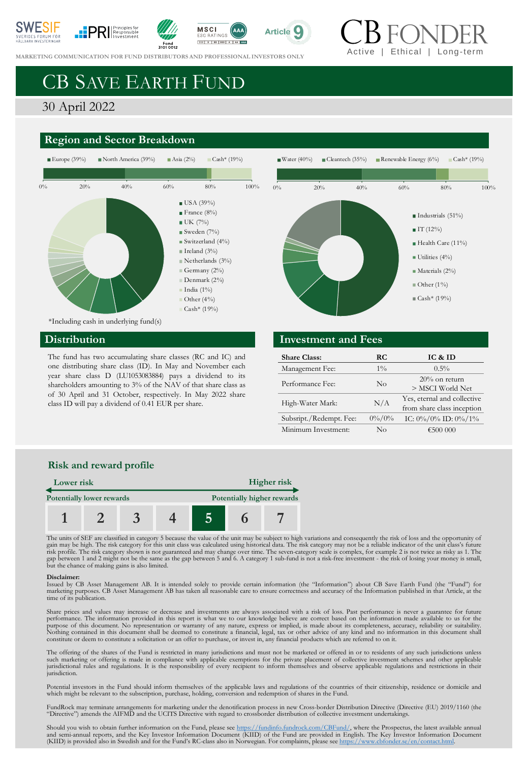MARKETING COMMUNICATION FOR FUND DISTRIBUTORS AND PROFESSIONAL INVESTORS ONLY

CB FONDER
Active | Ethical | Long-term

# CB SAVE EARTH FUND

30 April 2022

## Region and Sector Breakdown

Europe (39%) North America (39%) Asia (2%) Cash* (19%)

0% 20% 40% 60% 80% 100%

USA (39%)
France (8%)
UK (7%)
Sweden (7%)
Switzerland (4%)
Ireland (3%)
Netherlands (3%)
Germany (2%)
Denmark (2%)
India (1%)
Other (4%)
Cash* (19%)

Water (40%) Cleantech (35%) Renewable Energy (6%) Cash* (19%)

0% 20% 40% 60% 80% 100%

Industrials (51%)
IT (12%)
Health Care (11%)
Utilities (4%)
Materials (2%)
Other (1%)
Cash* (19%)

*Including cash in underlying fund(s)

## Distribution

The fund has two accumulating share classes (RC and IC) and one distributing share class (ID). In May and November each year share class D (LU1053083884) pays a dividend to its shareholders amounting to 3% of the NAV of that share class as of 30 April and 31 October, respectively. In May 2022 share class ID will pay a dividend of 0.41 EUR per share.

## Investment and Fees

| Share Class: | RC | IC & ID |
|---|---|---|
| Management Fee: | 1% | 0.5% |
| Performance Fee: | No | 20% on return > MSCI World Net |
| High-Water Mark: | N/A | Yes, eternal and collective from share class inception |
| Subsript./Redempt. Fee: | 0%/0% | IC: 0%/0% ID: 0%/1% |
| Minimum Investment: | No | €500 000 |

## Risk and reward profile

Lower risk — Higher risk

Potentially lower rewards — Potentially higher rewards

1 2 3 4 **5** 6 7

The units of SEF are classified in category 5 because the value of the unit may be subject to high variations and consequently the risk of loss and the opportunity of gain may be high. The risk category for this unit class was calculated using historical data. The risk category may not be a reliable indicator of the unit class's future risk profile. The risk category shown is not guaranteed and may change over time. The seven-category scale is complex, for example 2 is not twice as risky as 1. The gap between 1 and 2 might not be the same as the gap between 5 and 6. A category 1 sub-fund is not a risk-free investment - the risk of losing your money is small, but the chance of making gains is also limited.

**Disclaimer:**
Issued by CB Asset Management AB. It is intended solely to provide certain information (the "Information") about CB Save Earth Fund (the "Fund") for marketing purposes. CB Asset Management AB has taken all reasonable care to ensure correctness and accuracy of the Information published in that Article, at the time of its publication.

Share prices and values may increase or decrease and investments are always associated with a risk of loss. Past performance is never a guarantee for future performance. The information provided in this report is what we to our knowledge believe are correct based on the information made available to us for the purpose of this document. No representation or warranty of any nature, express or implied, is made about its completeness, accuracy, reliability or suitability. Nothing contained in this document shall be deemed to constitute a financial, legal, tax or other advice of any kind and no information in this document shall constitute or deem to constitute a solicitation or an offer to purchase, or invest in, any financial products which are referred to on it.

The offering of the shares of the Fund is restricted in many jurisdictions and must not be marketed or offered in or to residents of any such jurisdictions unless such marketing or offering is made in compliance with applicable exemptions for the private placement of collective investment schemes and other applicable jurisdictional rules and regulations. It is the responsibility of every recipient to inform themselves and observe applicable regulations and restrictions in their jurisdiction.

Potential investors in the Fund should inform themselves of the applicable laws and regulations of the countries of their citizenship, residence or domicile and which might be relevant to the subscription, purchase, holding, conversion and redemption of shares in the Fund.

FundRock may terminate arrangements for marketing under the denotification process in new Cross-border Distribution Directive (Directive (EU) 2019/1160 (the "Directive") amends the AIFMD and the UCITS Directive with regard to crossborder distribution of collective investment undertakings.

Should you wish to obtain further information on the Fund, please see https://fundinfo.fundrock.com/CBFund/, where the Prospectus, the latest available annual and semi-annual reports, and the Key Investor Information Document (KIID) of the Fund are provided in English. The Key Investor Information Document (KIID) is provided also in Swedish and for the Fund's RC-class also in Norwegian. For complaints, please see https://www.cbfonder.se/en/contact.html.